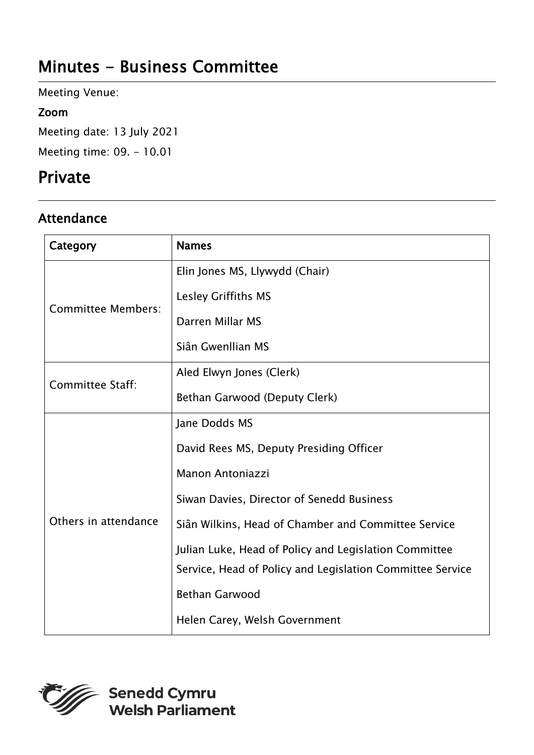# Minutes - Business Committee

Meeting Venue:

**Zoom**

Meeting date: 13 July 2021

Meeting time: 09. - 10.01

# Private

## Attendance

| Category | Names |
|---|---|
| Committee Members: | Elin Jones MS, Llywydd (Chair)<br>Lesley Griffiths MS<br>Darren Millar MS<br>Siân Gwenllian MS |
| Committee Staff: | Aled Elwyn Jones (Clerk)<br>Bethan Garwood (Deputy Clerk) |
| Others in attendance | Jane Dodds MS<br>David Rees MS, Deputy Presiding Officer<br>Manon Antoniazzi<br>Siwan Davies, Director of Senedd Business<br>Siân Wilkins, Head of Chamber and Committee Service<br>Julian Luke, Head of Policy and Legislation Committee Service, Head of Policy and Legislation Committee Service<br>Bethan Garwood<br>Helen Carey, Welsh Government |

Senedd Cymru
Welsh Parliament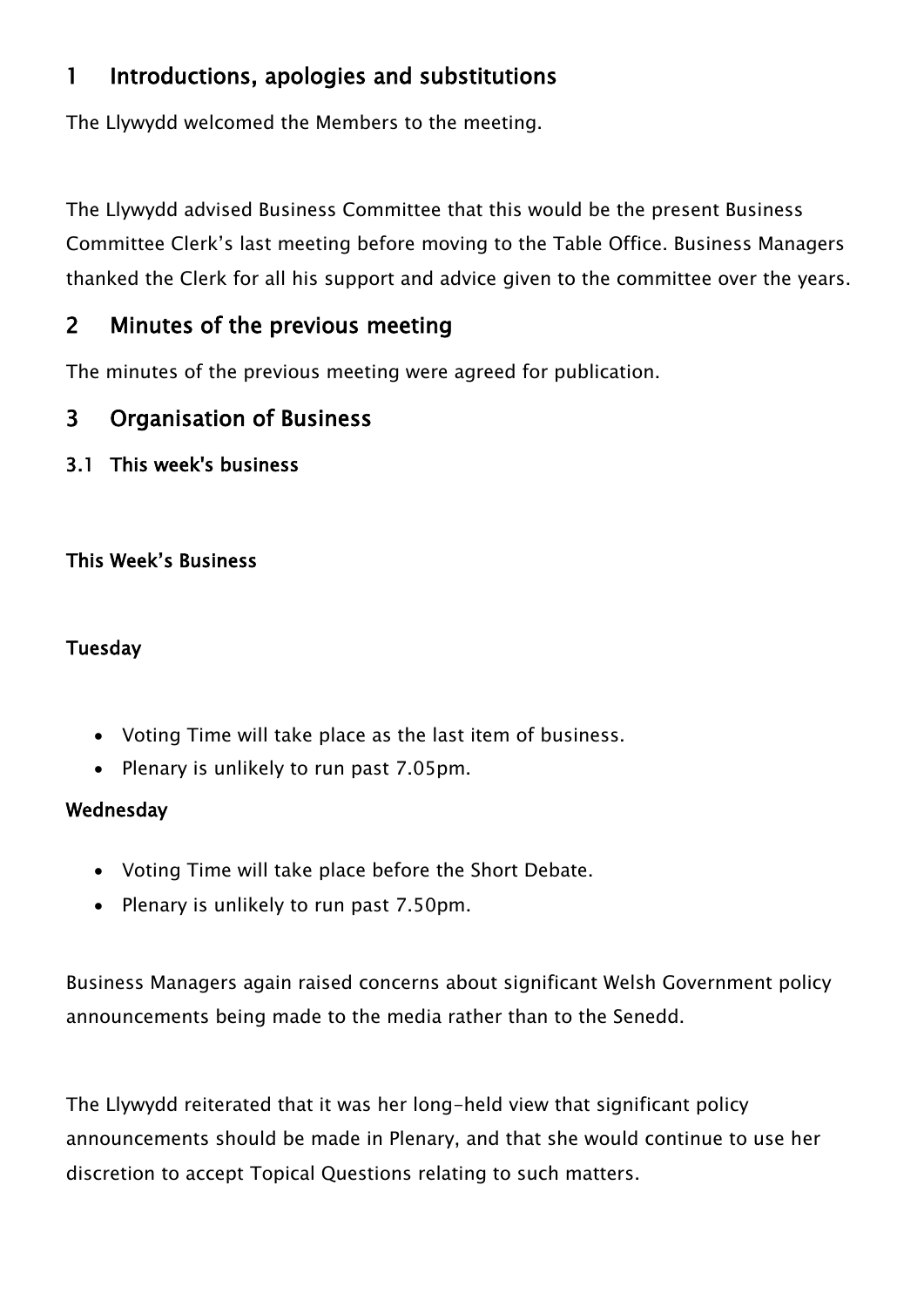## 1 Introductions, apologies and substitutions

The Llywydd welcomed the Members to the meeting.

The Llywydd advised Business Committee that this would be the present Business Committee Clerk's last meeting before moving to the Table Office. Business Managers thanked the Clerk for all his support and advice given to the committee over the years.

## 2 Minutes of the previous meeting

The minutes of the previous meeting were agreed for publication.

## 3 Organisation of Business

### 3.1 This week's business

**This Week's Business**

**Tuesday**

- Voting Time will take place as the last item of business.
- Plenary is unlikely to run past 7.05pm.

**Wednesday**

- Voting Time will take place before the Short Debate.
- Plenary is unlikely to run past 7.50pm.

Business Managers again raised concerns about significant Welsh Government policy announcements being made to the media rather than to the Senedd.

The Llywydd reiterated that it was her long-held view that significant policy announcements should be made in Plenary, and that she would continue to use her discretion to accept Topical Questions relating to such matters.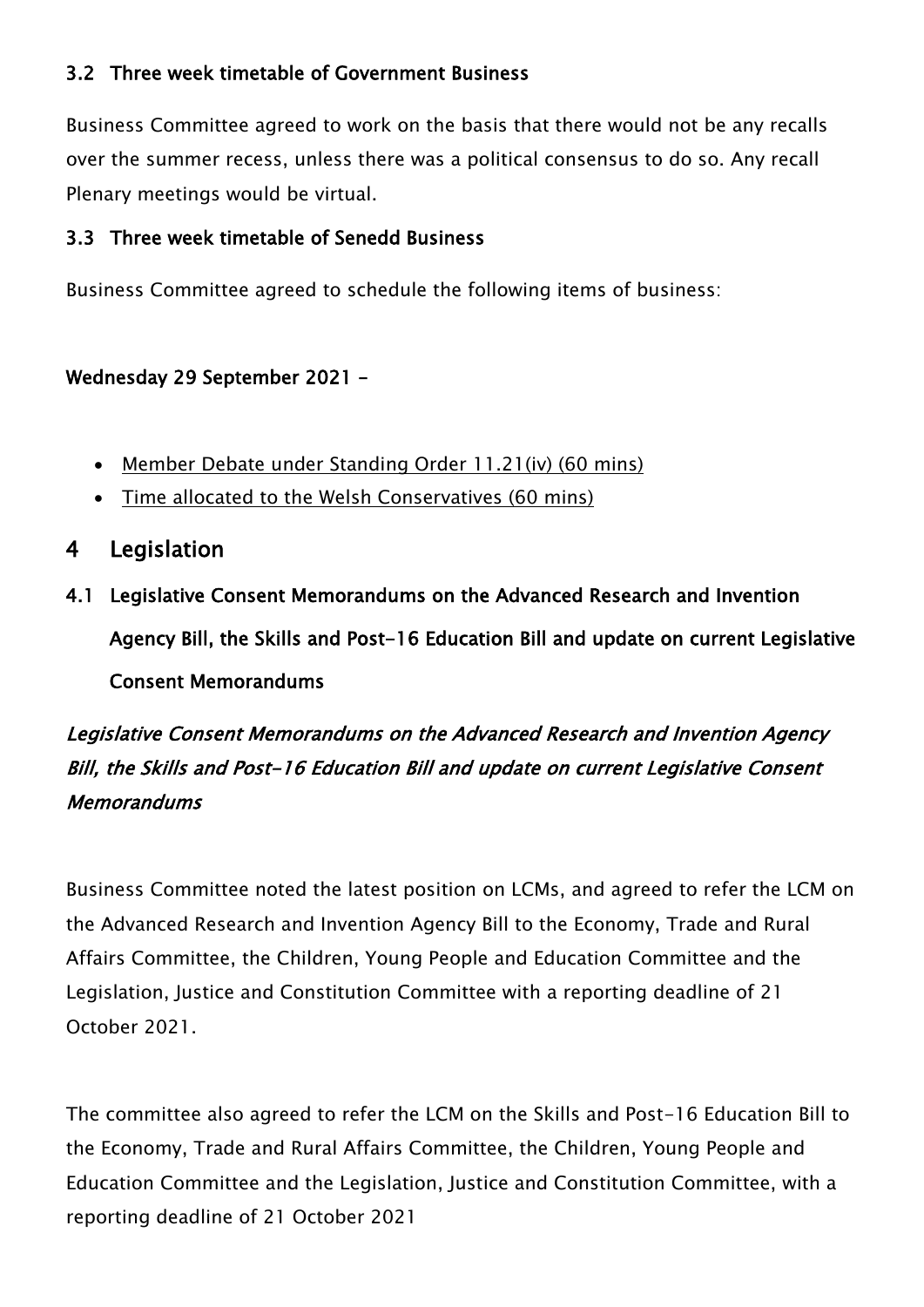### 3.2 Three week timetable of Government Business

Business Committee agreed to work on the basis that there would not be any recalls over the summer recess, unless there was a political consensus to do so. Any recall Plenary meetings would be virtual.

### 3.3 Three week timetable of Senedd Business

Business Committee agreed to schedule the following items of business:

**Wednesday 29 September 2021 –**

- Member Debate under Standing Order 11.21(iv) (60 mins)
- Time allocated to the Welsh Conservatives (60 mins)

## 4 Legislation

### 4.1 Legislative Consent Memorandums on the Advanced Research and Invention Agency Bill, the Skills and Post-16 Education Bill and update on current Legislative Consent Memorandums

*Legislative Consent Memorandums on the Advanced Research and Invention Agency Bill, the Skills and Post-16 Education Bill and update on current Legislative Consent Memorandums*

Business Committee noted the latest position on LCMs, and agreed to refer the LCM on the Advanced Research and Invention Agency Bill to the Economy, Trade and Rural Affairs Committee, the Children, Young People and Education Committee and the Legislation, Justice and Constitution Committee with a reporting deadline of 21 October 2021.

The committee also agreed to refer the LCM on the Skills and Post-16 Education Bill to the Economy, Trade and Rural Affairs Committee, the Children, Young People and Education Committee and the Legislation, Justice and Constitution Committee, with a reporting deadline of 21 October 2021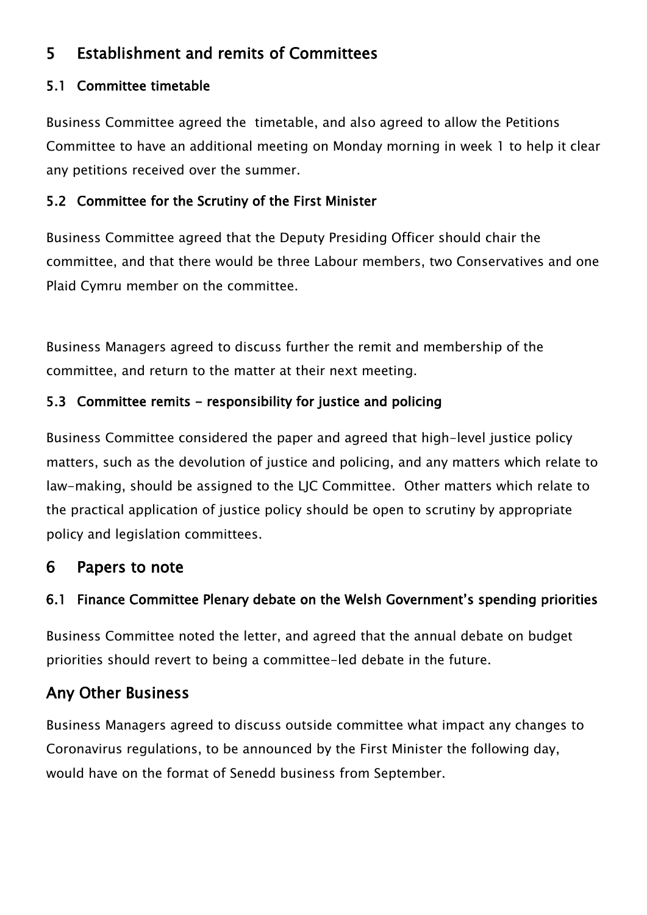## 5 Establishment and remits of Committees

### 5.1 Committee timetable

Business Committee agreed the  timetable, and also agreed to allow the Petitions Committee to have an additional meeting on Monday morning in week 1 to help it clear any petitions received over the summer.

### 5.2 Committee for the Scrutiny of the First Minister

Business Committee agreed that the Deputy Presiding Officer should chair the committee, and that there would be three Labour members, two Conservatives and one Plaid Cymru member on the committee.

Business Managers agreed to discuss further the remit and membership of the committee, and return to the matter at their next meeting.

### 5.3 Committee remits - responsibility for justice and policing

Business Committee considered the paper and agreed that high-level justice policy matters, such as the devolution of justice and policing, and any matters which relate to law-making, should be assigned to the LJC Committee.  Other matters which relate to the practical application of justice policy should be open to scrutiny by appropriate policy and legislation committees.

## 6 Papers to note

### 6.1 Finance Committee Plenary debate on the Welsh Government's spending priorities

Business Committee noted the letter, and agreed that the annual debate on budget priorities should revert to being a committee-led debate in the future.

## Any Other Business

Business Managers agreed to discuss outside committee what impact any changes to Coronavirus regulations, to be announced by the First Minister the following day, would have on the format of Senedd business from September.